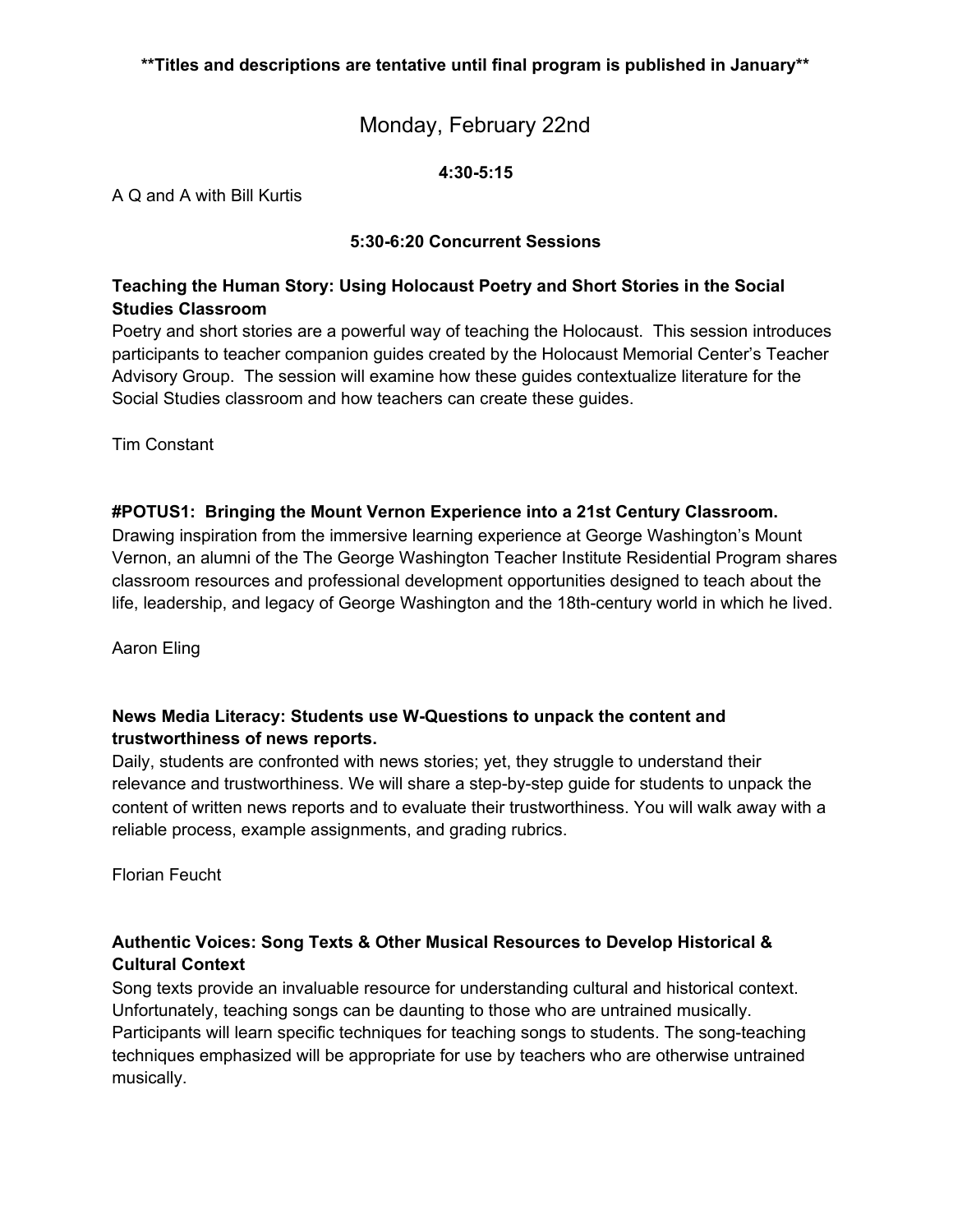**Titles and descriptions are tentative until final program is published in January**

# Monday, February 22nd

**4:30-5:15**

A Q and A with Bill Kurtis

**5:30-6:20 Concurrent Sessions**

**Teaching the Human Story: Using Holocaust Poetry and Short Stories in the Social Studies Classroom**

Poetry and short stories are a powerful way of teaching the Holocaust. This session introduces participants to teacher companion guides created by the Holocaust Memorial Center's Teacher Advisory Group. The session will examine how these guides contextualize literature for the Social Studies classroom and how teachers can create these guides.

Tim Constant

**#POTUS1: Bringing the Mount Vernon Experience into a 21st Century Classroom.**

Drawing inspiration from the immersive learning experience at George Washington's Mount Vernon, an alumni of the The George Washington Teacher Institute Residential Program shares classroom resources and professional development opportunities designed to teach about the life, leadership, and legacy of George Washington and the 18th-century world in which he lived.

Aaron Eling

**News Media Literacy: Students use W-Questions to unpack the content and trustworthiness of news reports.**

Daily, students are confronted with news stories; yet, they struggle to understand their relevance and trustworthiness. We will share a step-by-step guide for students to unpack the content of written news reports and to evaluate their trustworthiness. You will walk away with a reliable process, example assignments, and grading rubrics.

Florian Feucht

**Authentic Voices: Song Texts & Other Musical Resources to Develop Historical & Cultural Context**

Song texts provide an invaluable resource for understanding cultural and historical context. Unfortunately, teaching songs can be daunting to those who are untrained musically. Participants will learn specific techniques for teaching songs to students. The song-teaching techniques emphasized will be appropriate for use by teachers who are otherwise untrained musically.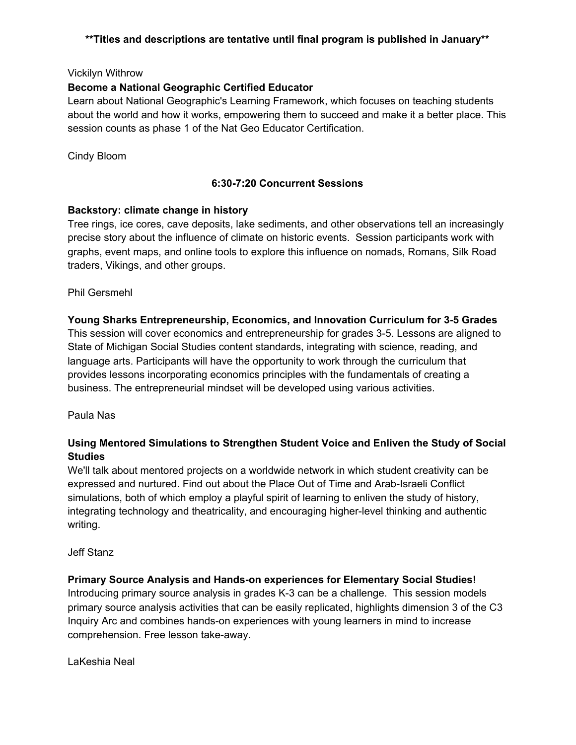**Titles and descriptions are tentative until final program is published in January**

Vickilyn Withrow

**Become a National Geographic Certified Educator**

Learn about National Geographic's Learning Framework, which focuses on teaching students about the world and how it works, empowering them to succeed and make it a better place. This session counts as phase 1 of the Nat Geo Educator Certification.

Cindy Bloom

## 6:30-7:20 Concurrent Sessions

**Backstory: climate change in history**

Tree rings, ice cores, cave deposits, lake sediments, and other observations tell an increasingly precise story about the influence of climate on historic events. Session participants work with graphs, event maps, and online tools to explore this influence on nomads, Romans, Silk Road traders, Vikings, and other groups.

Phil Gersmehl

**Young Sharks Entrepreneurship, Economics, and Innovation Curriculum for 3-5 Grades**

This session will cover economics and entrepreneurship for grades 3-5. Lessons are aligned to State of Michigan Social Studies content standards, integrating with science, reading, and language arts. Participants will have the opportunity to work through the curriculum that provides lessons incorporating economics principles with the fundamentals of creating a business. The entrepreneurial mindset will be developed using various activities.

Paula Nas

**Using Mentored Simulations to Strengthen Student Voice and Enliven the Study of Social Studies**

We'll talk about mentored projects on a worldwide network in which student creativity can be expressed and nurtured. Find out about the Place Out of Time and Arab-Israeli Conflict simulations, both of which employ a playful spirit of learning to enliven the study of history, integrating technology and theatricality, and encouraging higher-level thinking and authentic writing.

Jeff Stanz

**Primary Source Analysis and Hands-on experiences for Elementary Social Studies!**

Introducing primary source analysis in grades K-3 can be a challenge. This session models primary source analysis activities that can be easily replicated, highlights dimension 3 of the C3 Inquiry Arc and combines hands-on experiences with young learners in mind to increase comprehension. Free lesson take-away.

LaKeshia Neal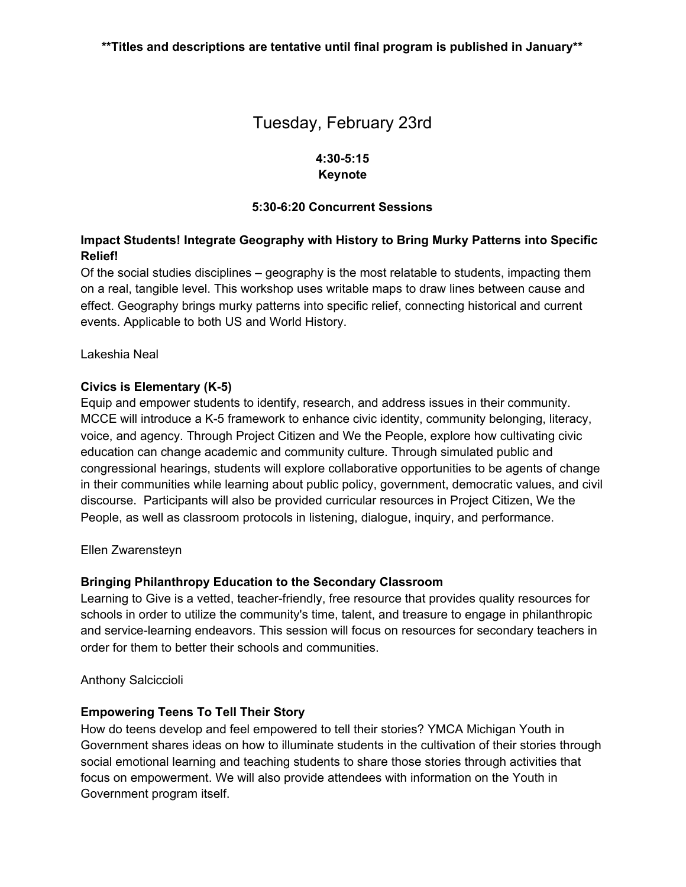**Titles and descriptions are tentative until final program is published in January**

# Tuesday, February 23rd

**4:30-5:15**
**Keynote**

**5:30-6:20 Concurrent Sessions**

### Impact Students! Integrate Geography with History to Bring Murky Patterns into Specific Relief!

Of the social studies disciplines – geography is the most relatable to students, impacting them on a real, tangible level. This workshop uses writable maps to draw lines between cause and effect. Geography brings murky patterns into specific relief, connecting historical and current events. Applicable to both US and World History.

Lakeshia Neal

### Civics is Elementary (K-5)

Equip and empower students to identify, research, and address issues in their community. MCCE will introduce a K-5 framework to enhance civic identity, community belonging, literacy, voice, and agency. Through Project Citizen and We the People, explore how cultivating civic education can change academic and community culture. Through simulated public and congressional hearings, students will explore collaborative opportunities to be agents of change in their communities while learning about public policy, government, democratic values, and civil discourse. Participants will also be provided curricular resources in Project Citizen, We the People, as well as classroom protocols in listening, dialogue, inquiry, and performance.

Ellen Zwarensteyn

### Bringing Philanthropy Education to the Secondary Classroom

Learning to Give is a vetted, teacher-friendly, free resource that provides quality resources for schools in order to utilize the community's time, talent, and treasure to engage in philanthropic and service-learning endeavors. This session will focus on resources for secondary teachers in order for them to better their schools and communities.

Anthony Salciccioli

### Empowering Teens To Tell Their Story

How do teens develop and feel empowered to tell their stories? YMCA Michigan Youth in Government shares ideas on how to illuminate students in the cultivation of their stories through social emotional learning and teaching students to share those stories through activities that focus on empowerment. We will also provide attendees with information on the Youth in Government program itself.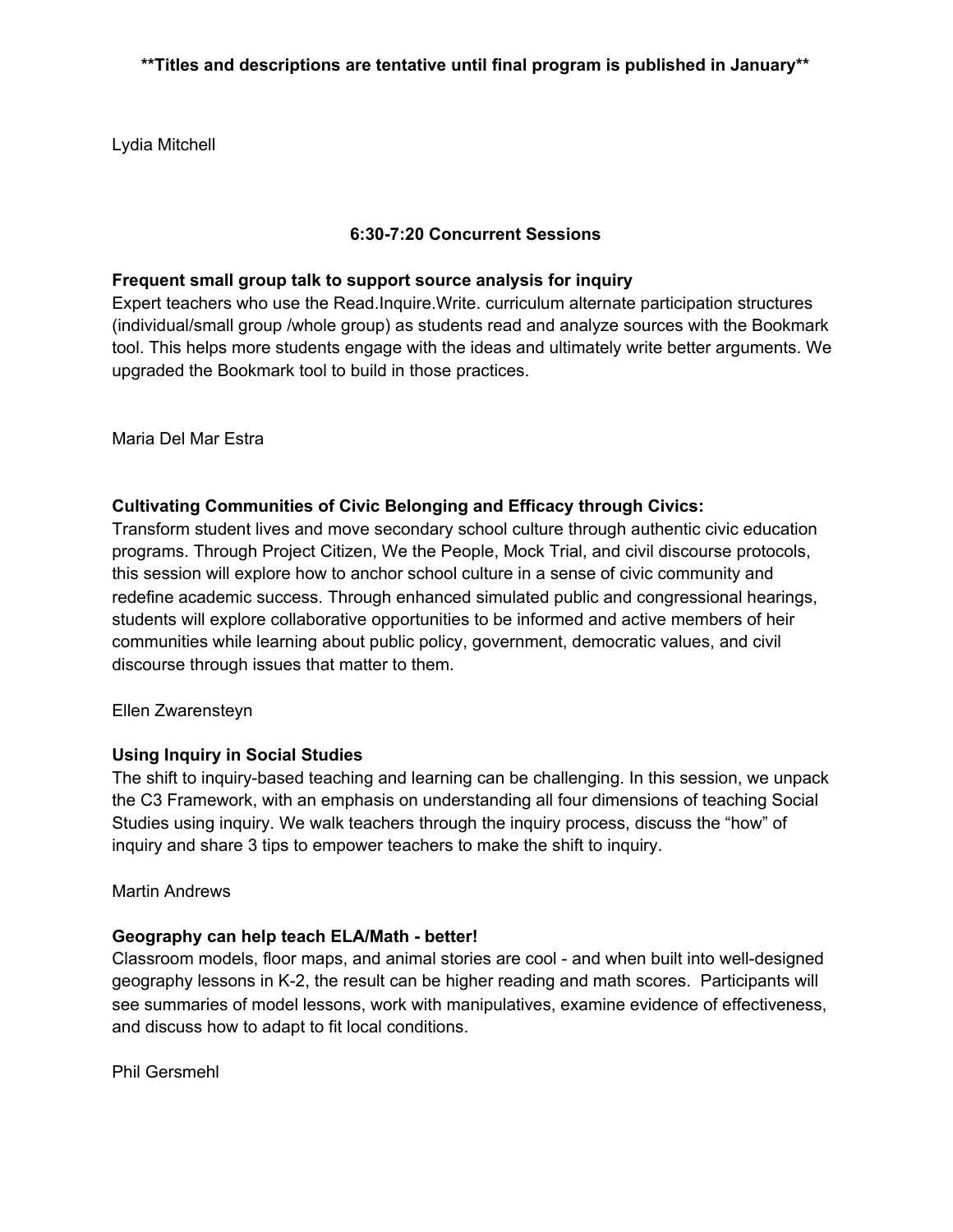**Titles and descriptions are tentative until final program is published in January**

Lydia Mitchell

## 6:30-7:20 Concurrent Sessions

**Frequent small group talk to support source analysis for inquiry**

Expert teachers who use the Read.Inquire.Write. curriculum alternate participation structures (individual/small group /whole group) as students read and analyze sources with the Bookmark tool. This helps more students engage with the ideas and ultimately write better arguments. We upgraded the Bookmark tool to build in those practices.

Maria Del Mar Estra

**Cultivating Communities of Civic Belonging and Efficacy through Civics:**

Transform student lives and move secondary school culture through authentic civic education programs. Through Project Citizen, We the People, Mock Trial, and civil discourse protocols, this session will explore how to anchor school culture in a sense of civic community and redefine academic success. Through enhanced simulated public and congressional hearings, students will explore collaborative opportunities to be informed and active members of heir communities while learning about public policy, government, democratic values, and civil discourse through issues that matter to them.

Ellen Zwarensteyn

**Using Inquiry in Social Studies**

The shift to inquiry-based teaching and learning can be challenging. In this session, we unpack the C3 Framework, with an emphasis on understanding all four dimensions of teaching Social Studies using inquiry. We walk teachers through the inquiry process, discuss the "how" of inquiry and share 3 tips to empower teachers to make the shift to inquiry.

Martin Andrews

**Geography can help teach ELA/Math - better!**

Classroom models, floor maps, and animal stories are cool - and when built into well-designed geography lessons in K-2, the result can be higher reading and math scores. Participants will see summaries of model lessons, work with manipulatives, examine evidence of effectiveness, and discuss how to adapt to fit local conditions.

Phil Gersmehl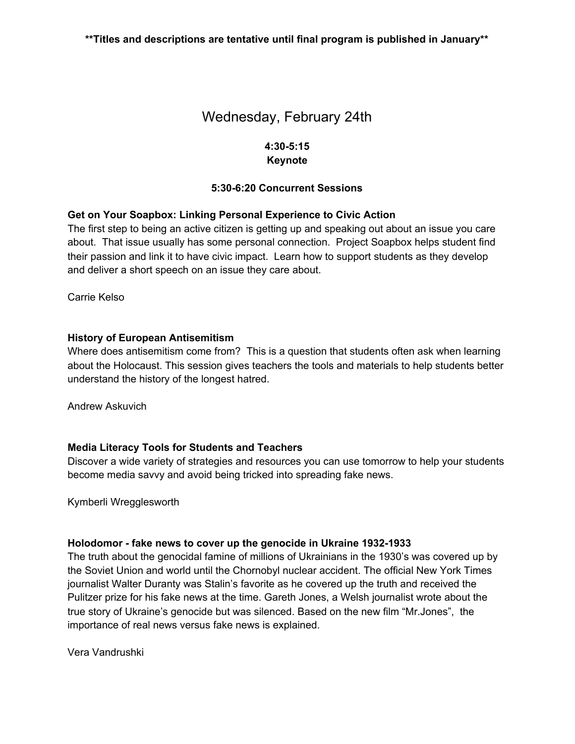**Titles and descriptions are tentative until final program is published in January**

# Wednesday, February 24th

**4:30-5:15**
**Keynote**

**5:30-6:20 Concurrent Sessions**

**Get on Your Soapbox: Linking Personal Experience to Civic Action**
The first step to being an active citizen is getting up and speaking out about an issue you care about. That issue usually has some personal connection. Project Soapbox helps student find their passion and link it to have civic impact. Learn how to support students as they develop and deliver a short speech on an issue they care about.

Carrie Kelso

**History of European Antisemitism**
Where does antisemitism come from? This is a question that students often ask when learning about the Holocaust. This session gives teachers the tools and materials to help students better understand the history of the longest hatred.

Andrew Askuvich

**Media Literacy Tools for Students and Teachers**
Discover a wide variety of strategies and resources you can use tomorrow to help your students become media savvy and avoid being tricked into spreading fake news.

Kymberli Wregglesworth

**Holodomor - fake news to cover up the genocide in Ukraine 1932-1933**
The truth about the genocidal famine of millions of Ukrainians in the 1930's was covered up by the Soviet Union and world until the Chornobyl nuclear accident. The official New York Times journalist Walter Duranty was Stalin's favorite as he covered up the truth and received the Pulitzer prize for his fake news at the time. Gareth Jones, a Welsh journalist wrote about the true story of Ukraine's genocide but was silenced. Based on the new film "Mr.Jones", the importance of real news versus fake news is explained.

Vera Vandrushki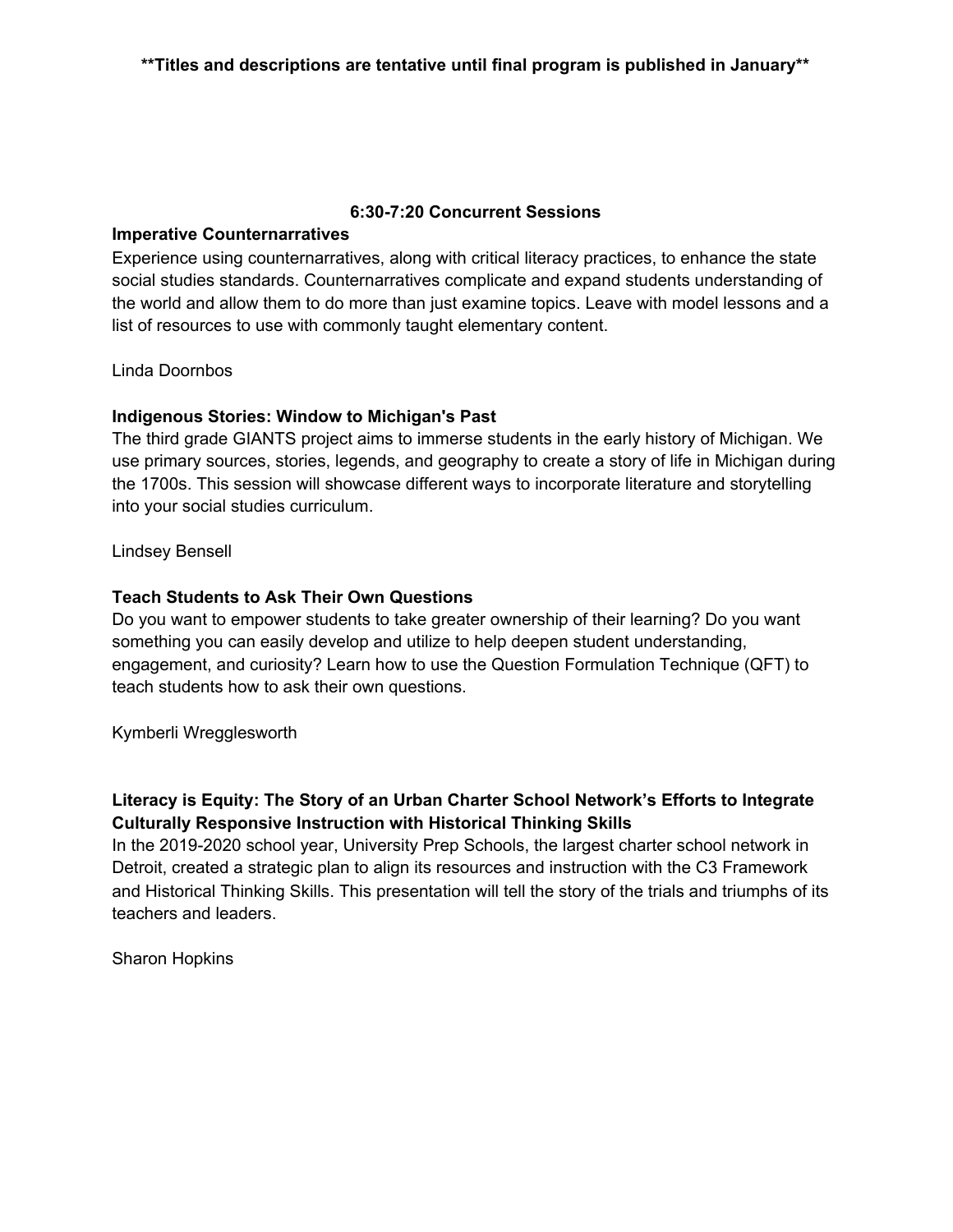**\*\*Titles and descriptions are tentative until final program is published in January\*\***

## 6:30-7:20 Concurrent Sessions

### Imperative Counternarratives

Experience using counternarratives, along with critical literacy practices, to enhance the state social studies standards. Counternarratives complicate and expand students understanding of the world and allow them to do more than just examine topics. Leave with model lessons and a list of resources to use with commonly taught elementary content.

Linda Doornbos

### Indigenous Stories: Window to Michigan's Past

The third grade GIANTS project aims to immerse students in the early history of Michigan. We use primary sources, stories, legends, and geography to create a story of life in Michigan during the 1700s. This session will showcase different ways to incorporate literature and storytelling into your social studies curriculum.

Lindsey Bensell

### Teach Students to Ask Their Own Questions

Do you want to empower students to take greater ownership of their learning? Do you want something you can easily develop and utilize to help deepen student understanding, engagement, and curiosity? Learn how to use the Question Formulation Technique (QFT) to teach students how to ask their own questions.

Kymberli Wregglesworth

### Literacy is Equity: The Story of an Urban Charter School Network's Efforts to Integrate Culturally Responsive Instruction with Historical Thinking Skills

In the 2019-2020 school year, University Prep Schools, the largest charter school network in Detroit, created a strategic plan to align its resources and instruction with the C3 Framework and Historical Thinking Skills. This presentation will tell the story of the trials and triumphs of its teachers and leaders.

Sharon Hopkins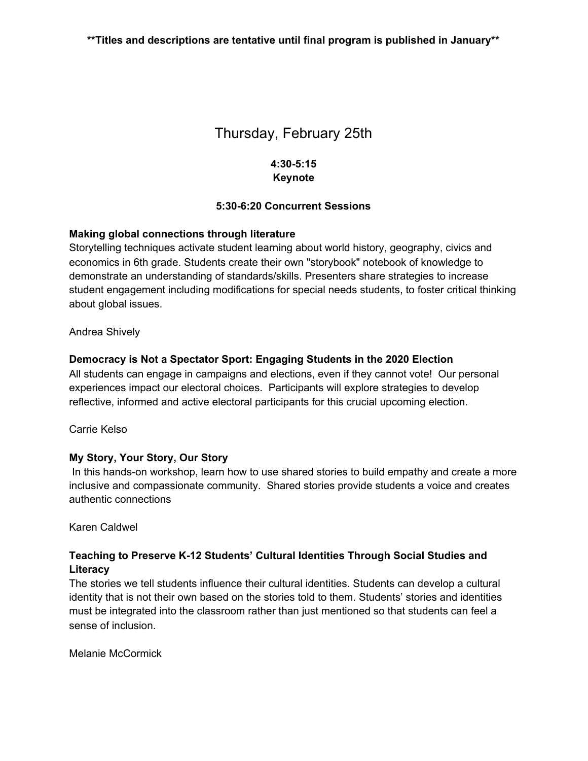**Titles and descriptions are tentative until final program is published in January**

# Thursday, February 25th

**4:30-5:15**
**Keynote**

**5:30-6:20 Concurrent Sessions**

**Making global connections through literature**
Storytelling techniques activate student learning about world history, geography, civics and economics in 6th grade. Students create their own "storybook" notebook of knowledge to demonstrate an understanding of standards/skills. Presenters share strategies to increase student engagement including modifications for special needs students, to foster critical thinking about global issues.

Andrea Shively

**Democracy is Not a Spectator Sport: Engaging Students in the 2020 Election**
All students can engage in campaigns and elections, even if they cannot vote! Our personal experiences impact our electoral choices. Participants will explore strategies to develop reflective, informed and active electoral participants for this crucial upcoming election.

Carrie Kelso

**My Story, Your Story, Our Story**
In this hands-on workshop, learn how to use shared stories to build empathy and create a more inclusive and compassionate community. Shared stories provide students a voice and creates authentic connections

Karen Caldwel

**Teaching to Preserve K-12 Students' Cultural Identities Through Social Studies and Literacy**
The stories we tell students influence their cultural identities. Students can develop a cultural identity that is not their own based on the stories told to them. Students' stories and identities must be integrated into the classroom rather than just mentioned so that students can feel a sense of inclusion.

Melanie McCormick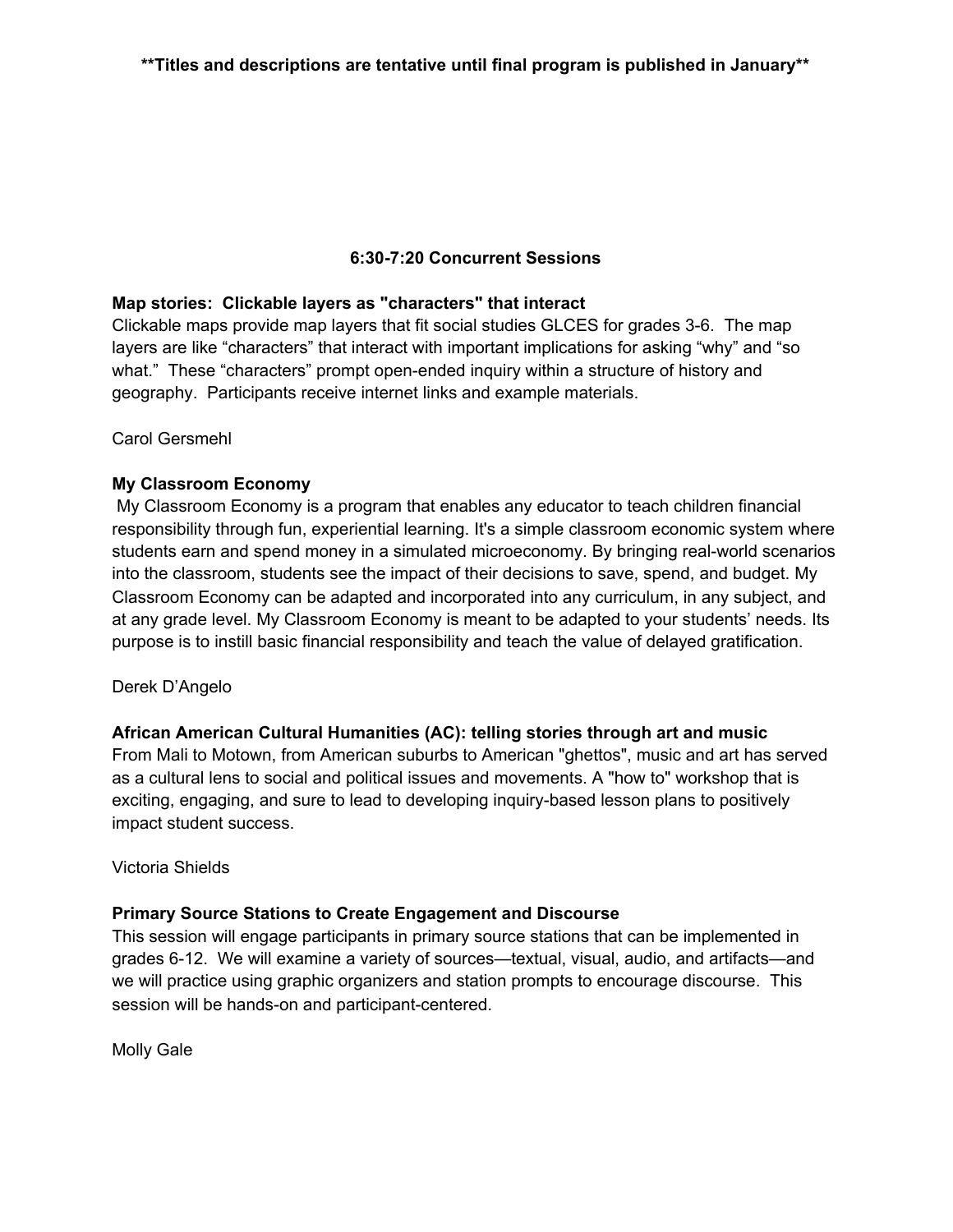**Titles and descriptions are tentative until final program is published in January**

## 6:30-7:20 Concurrent Sessions

**Map stories: Clickable layers as "characters" that interact**

Clickable maps provide map layers that fit social studies GLCES for grades 3-6. The map layers are like “characters” that interact with important implications for asking “why” and “so what.” These “characters” prompt open-ended inquiry within a structure of history and geography. Participants receive internet links and example materials.

Carol Gersmehl

**My Classroom Economy**

My Classroom Economy is a program that enables any educator to teach children financial responsibility through fun, experiential learning. It's a simple classroom economic system where students earn and spend money in a simulated microeconomy. By bringing real-world scenarios into the classroom, students see the impact of their decisions to save, spend, and budget. My Classroom Economy can be adapted and incorporated into any curriculum, in any subject, and at any grade level. My Classroom Economy is meant to be adapted to your students’ needs. Its purpose is to instill basic financial responsibility and teach the value of delayed gratification.

Derek D’Angelo

**African American Cultural Humanities (AC): telling stories through art and music**

From Mali to Motown, from American suburbs to American "ghettos", music and art has served as a cultural lens to social and political issues and movements. A "how to" workshop that is exciting, engaging, and sure to lead to developing inquiry-based lesson plans to positively impact student success.

Victoria Shields

**Primary Source Stations to Create Engagement and Discourse**

This session will engage participants in primary source stations that can be implemented in grades 6-12. We will examine a variety of sources—textual, visual, audio, and artifacts—and we will practice using graphic organizers and station prompts to encourage discourse. This session will be hands-on and participant-centered.

Molly Gale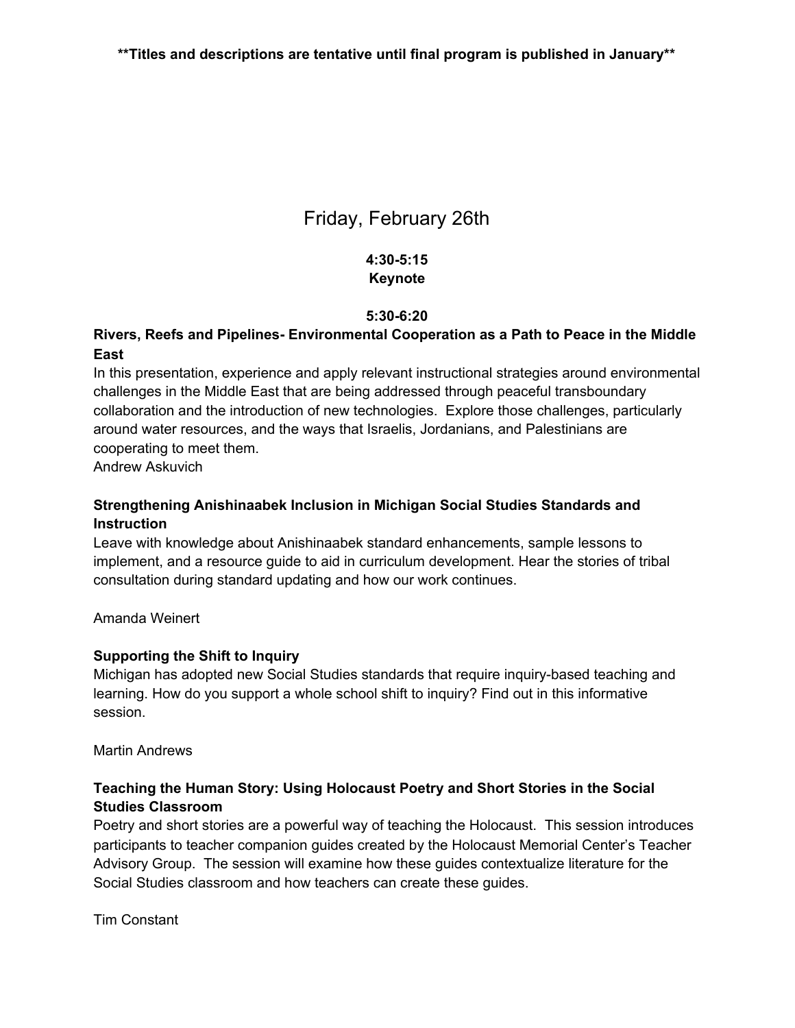**Titles and descriptions are tentative until final program is published in January**

# Friday, February 26th

**4:30-5:15**
**Keynote**

**5:30-6:20**

**Rivers, Reefs and Pipelines- Environmental Cooperation as a Path to Peace in the Middle East**

In this presentation, experience and apply relevant instructional strategies around environmental challenges in the Middle East that are being addressed through peaceful transboundary collaboration and the introduction of new technologies. Explore those challenges, particularly around water resources, and the ways that Israelis, Jordanians, and Palestinians are cooperating to meet them.
Andrew Askuvich

**Strengthening Anishinaabek Inclusion in Michigan Social Studies Standards and Instruction**

Leave with knowledge about Anishinaabek standard enhancements, sample lessons to implement, and a resource guide to aid in curriculum development. Hear the stories of tribal consultation during standard updating and how our work continues.

Amanda Weinert

**Supporting the Shift to Inquiry**

Michigan has adopted new Social Studies standards that require inquiry-based teaching and learning. How do you support a whole school shift to inquiry? Find out in this informative session.

Martin Andrews

**Teaching the Human Story: Using Holocaust Poetry and Short Stories in the Social Studies Classroom**

Poetry and short stories are a powerful way of teaching the Holocaust. This session introduces participants to teacher companion guides created by the Holocaust Memorial Center's Teacher Advisory Group. The session will examine how these guides contextualize literature for the Social Studies classroom and how teachers can create these guides.

Tim Constant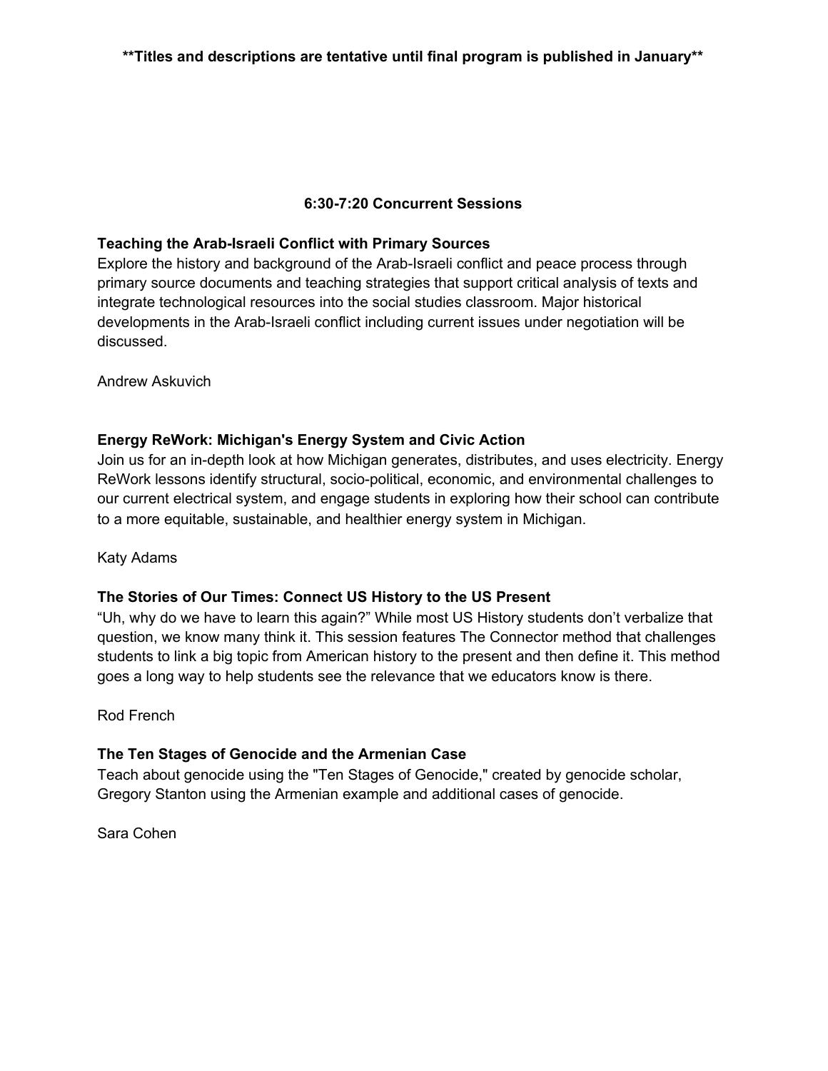**Titles and descriptions are tentative until final program is published in January**

## 6:30-7:20 Concurrent Sessions

**Teaching the Arab-Israeli Conflict with Primary Sources**
Explore the history and background of the Arab-Israeli conflict and peace process through primary source documents and teaching strategies that support critical analysis of texts and integrate technological resources into the social studies classroom. Major historical developments in the Arab-Israeli conflict including current issues under negotiation will be discussed.

Andrew Askuvich

**Energy ReWork: Michigan's Energy System and Civic Action**
Join us for an in-depth look at how Michigan generates, distributes, and uses electricity. Energy ReWork lessons identify structural, socio-political, economic, and environmental challenges to our current electrical system, and engage students in exploring how their school can contribute to a more equitable, sustainable, and healthier energy system in Michigan.

Katy Adams

**The Stories of Our Times: Connect US History to the US Present**
"Uh, why do we have to learn this again?" While most US History students don't verbalize that question, we know many think it. This session features The Connector method that challenges students to link a big topic from American history to the present and then define it. This method goes a long way to help students see the relevance that we educators know is there.

Rod French

**The Ten Stages of Genocide and the Armenian Case**
Teach about genocide using the "Ten Stages of Genocide," created by genocide scholar, Gregory Stanton using the Armenian example and additional cases of genocide.

Sara Cohen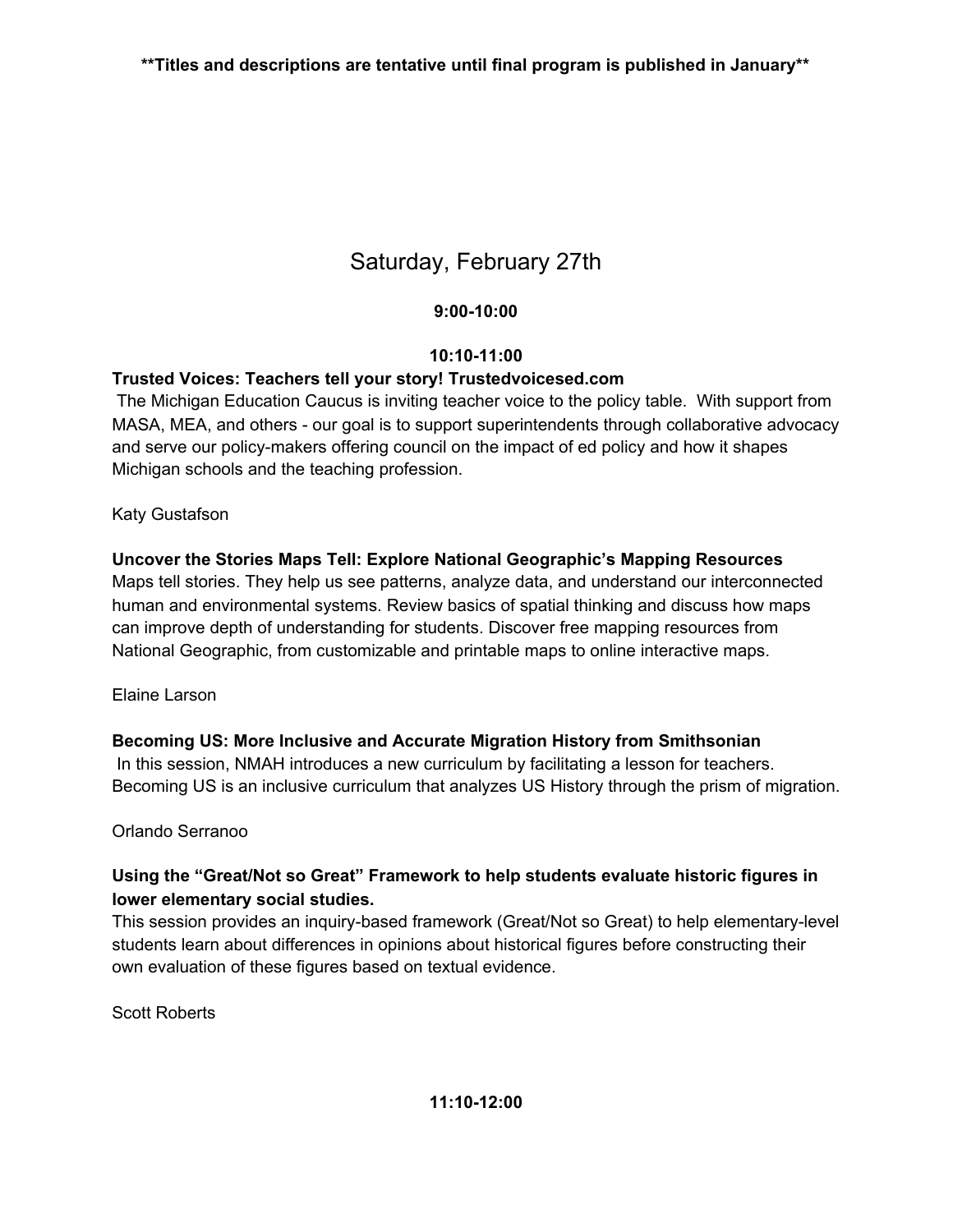**Titles and descriptions are tentative until final program is published in January**

# Saturday, February 27th

### 9:00-10:00

### 10:10-11:00

**Trusted Voices: Teachers tell your story! Trustedvoicesed.com**

The Michigan Education Caucus is inviting teacher voice to the policy table. With support from MASA, MEA, and others - our goal is to support superintendents through collaborative advocacy and serve our policy-makers offering council on the impact of ed policy and how it shapes Michigan schools and the teaching profession.

Katy Gustafson

**Uncover the Stories Maps Tell: Explore National Geographic's Mapping Resources**

Maps tell stories. They help us see patterns, analyze data, and understand our interconnected human and environmental systems. Review basics of spatial thinking and discuss how maps can improve depth of understanding for students. Discover free mapping resources from National Geographic, from customizable and printable maps to online interactive maps.

Elaine Larson

**Becoming US: More Inclusive and Accurate Migration History from Smithsonian**

In this session, NMAH introduces a new curriculum by facilitating a lesson for teachers. Becoming US is an inclusive curriculum that analyzes US History through the prism of migration.

Orlando Serranoo

**Using the "Great/Not so Great" Framework to help students evaluate historic figures in lower elementary social studies.**

This session provides an inquiry-based framework (Great/Not so Great) to help elementary-level students learn about differences in opinions about historical figures before constructing their own evaluation of these figures based on textual evidence.

Scott Roberts

### 11:10-12:00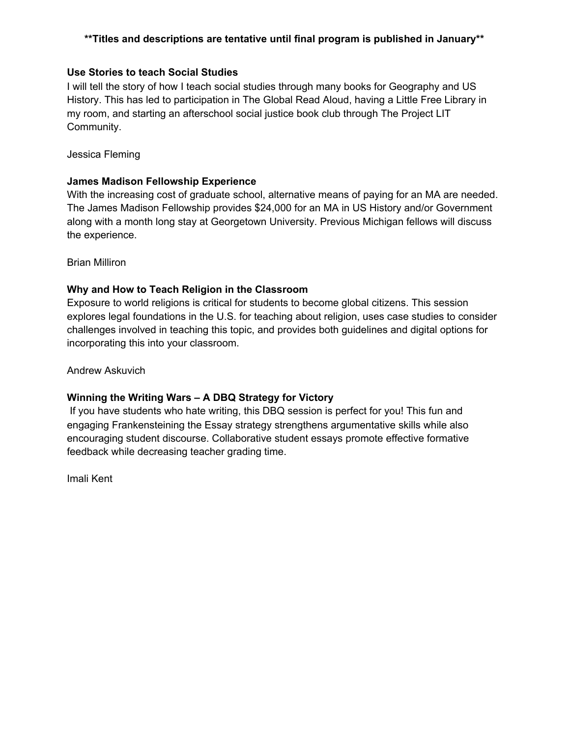**\*\*Titles and descriptions are tentative until final program is published in January\*\***

**Use Stories to teach Social Studies**
I will tell the story of how I teach social studies through many books for Geography and US History. This has led to participation in The Global Read Aloud, having a Little Free Library in my room, and starting an afterschool social justice book club through The Project LIT Community.

Jessica Fleming

**James Madison Fellowship Experience**
With the increasing cost of graduate school, alternative means of paying for an MA are needed. The James Madison Fellowship provides $24,000 for an MA in US History and/or Government along with a month long stay at Georgetown University. Previous Michigan fellows will discuss the experience.

Brian Milliron

**Why and How to Teach Religion in the Classroom**
Exposure to world religions is critical for students to become global citizens. This session explores legal foundations in the U.S. for teaching about religion, uses case studies to consider challenges involved in teaching this topic, and provides both guidelines and digital options for incorporating this into your classroom.

Andrew Askuvich

**Winning the Writing Wars – A DBQ Strategy for Victory**
If you have students who hate writing, this DBQ session is perfect for you! This fun and engaging Frankensteining the Essay strategy strengthens argumentative skills while also encouraging student discourse. Collaborative student essays promote effective formative feedback while decreasing teacher grading time.

Imali Kent